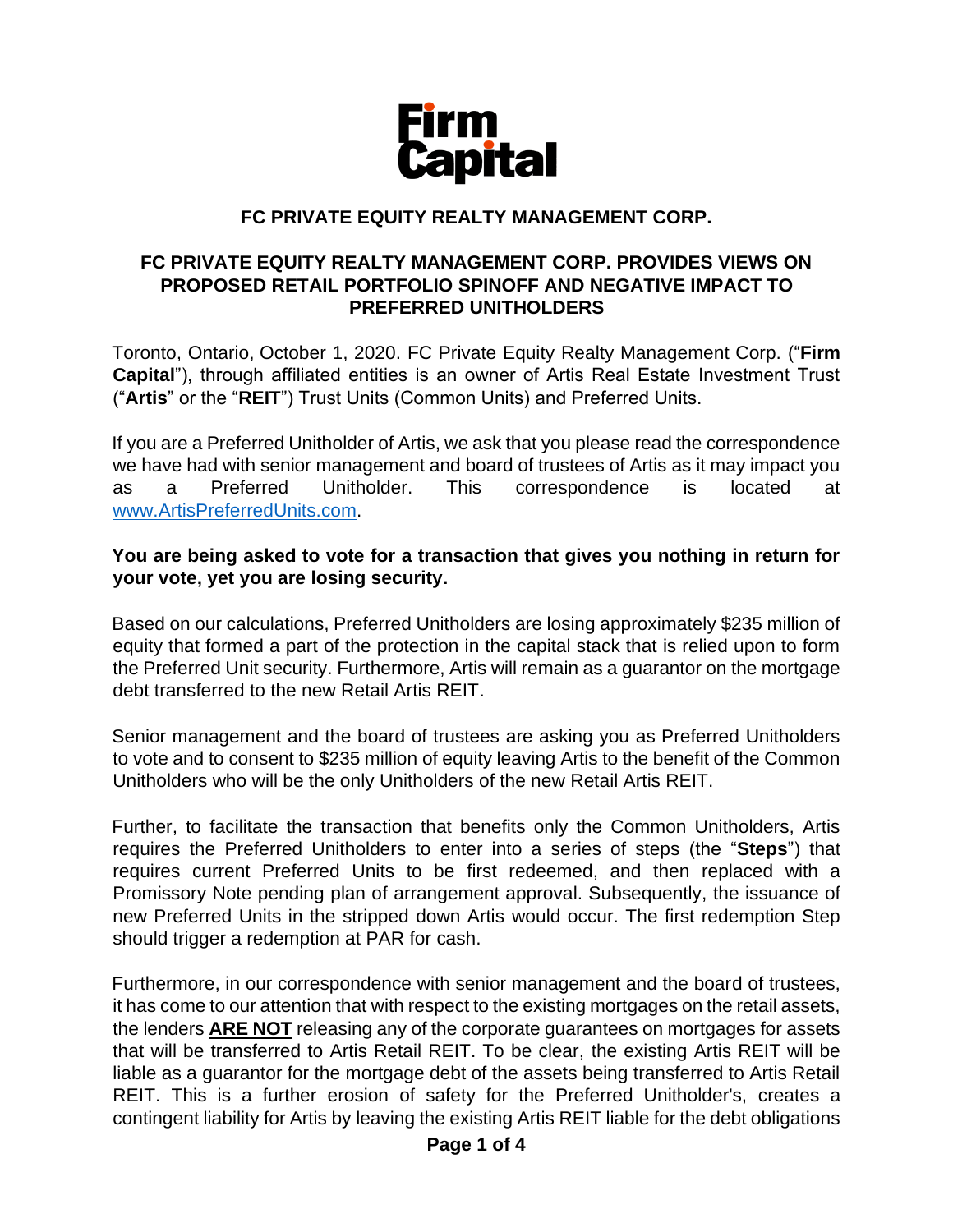# FC PRIVATE EQUITY REALTY MANAGEMENT CORP.

## FC PRIVATE EQUITY REALTY MANAGEMENT CORP. PROVIDES VIEWS ON PROPOSED RETAIL PORTFOLIO SPINOFF AND NEGATIVE IMPACT TO PREFERRED UNITHOLDERS

Toronto, Ontario, October 1, 2020. FC Private Equity Realty Management Corp. ("**Firm Capital**"), through affiliated entities is an owner of Artis Real Estate Investment Trust ("**Artis**" or the "**REIT**") Trust Units (Common Units) and Preferred Units.

If you are a Preferred Unitholder of Artis, we ask that you please read the correspondence we have had with senior management and board of trustees of Artis as it may impact you as a Preferred Unitholder. This correspondence is located at www.ArtisPreferredUnits.com.

**You are being asked to vote for a transaction that gives you nothing in return for your vote, yet you are losing security.**

Based on our calculations, Preferred Unitholders are losing approximately $235 million of equity that formed a part of the protection in the capital stack that is relied upon to form the Preferred Unit security. Furthermore, Artis will remain as a guarantor on the mortgage debt transferred to the new Retail Artis REIT.

Senior management and the board of trustees are asking you as Preferred Unitholders to vote and to consent to $235 million of equity leaving Artis to the benefit of the Common Unitholders who will be the only Unitholders of the new Retail Artis REIT.

Further, to facilitate the transaction that benefits only the Common Unitholders, Artis requires the Preferred Unitholders to enter into a series of steps (the "**Steps**") that requires current Preferred Units to be first redeemed, and then replaced with a Promissory Note pending plan of arrangement approval. Subsequently, the issuance of new Preferred Units in the stripped down Artis would occur. The first redemption Step should trigger a redemption at PAR for cash.

Furthermore, in our correspondence with senior management and the board of trustees, it has come to our attention that with respect to the existing mortgages on the retail assets, the lenders **ARE NOT** releasing any of the corporate guarantees on mortgages for assets that will be transferred to Artis Retail REIT. To be clear, the existing Artis REIT will be liable as a guarantor for the mortgage debt of the assets being transferred to Artis Retail REIT. This is a further erosion of safety for the Preferred Unitholder's, creates a contingent liability for Artis by leaving the existing Artis REIT liable for the debt obligations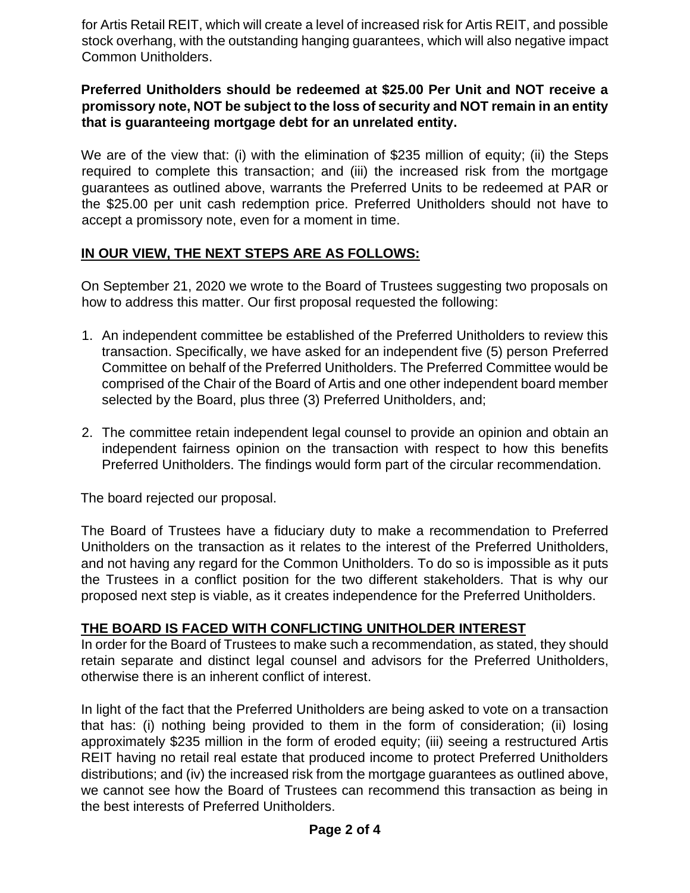for Artis Retail REIT, which will create a level of increased risk for Artis REIT, and possible stock overhang, with the outstanding hanging guarantees, which will also negative impact Common Unitholders.

**Preferred Unitholders should be redeemed at $25.00 Per Unit and NOT receive a promissory note, NOT be subject to the loss of security and NOT remain in an entity that is guaranteeing mortgage debt for an unrelated entity.**

We are of the view that: (i) with the elimination of $235 million of equity; (ii) the Steps required to complete this transaction; and (iii) the increased risk from the mortgage guarantees as outlined above, warrants the Preferred Units to be redeemed at PAR or the $25.00 per unit cash redemption price. Preferred Unitholders should not have to accept a promissory note, even for a moment in time.

## IN OUR VIEW, THE NEXT STEPS ARE AS FOLLOWS:

On September 21, 2020 we wrote to the Board of Trustees suggesting two proposals on how to address this matter. Our first proposal requested the following:

1. An independent committee be established of the Preferred Unitholders to review this transaction. Specifically, we have asked for an independent five (5) person Preferred Committee on behalf of the Preferred Unitholders. The Preferred Committee would be comprised of the Chair of the Board of Artis and one other independent board member selected by the Board, plus three (3) Preferred Unitholders, and;

2. The committee retain independent legal counsel to provide an opinion and obtain an independent fairness opinion on the transaction with respect to how this benefits Preferred Unitholders. The findings would form part of the circular recommendation.

The board rejected our proposal.

The Board of Trustees have a fiduciary duty to make a recommendation to Preferred Unitholders on the transaction as it relates to the interest of the Preferred Unitholders, and not having any regard for the Common Unitholders. To do so is impossible as it puts the Trustees in a conflict position for the two different stakeholders. That is why our proposed next step is viable, as it creates independence for the Preferred Unitholders.

## THE BOARD IS FACED WITH CONFLICTING UNITHOLDER INTEREST

In order for the Board of Trustees to make such a recommendation, as stated, they should retain separate and distinct legal counsel and advisors for the Preferred Unitholders, otherwise there is an inherent conflict of interest.

In light of the fact that the Preferred Unitholders are being asked to vote on a transaction that has: (i) nothing being provided to them in the form of consideration; (ii) losing approximately $235 million in the form of eroded equity; (iii) seeing a restructured Artis REIT having no retail real estate that produced income to protect Preferred Unitholders distributions; and (iv) the increased risk from the mortgage guarantees as outlined above, we cannot see how the Board of Trustees can recommend this transaction as being in the best interests of Preferred Unitholders.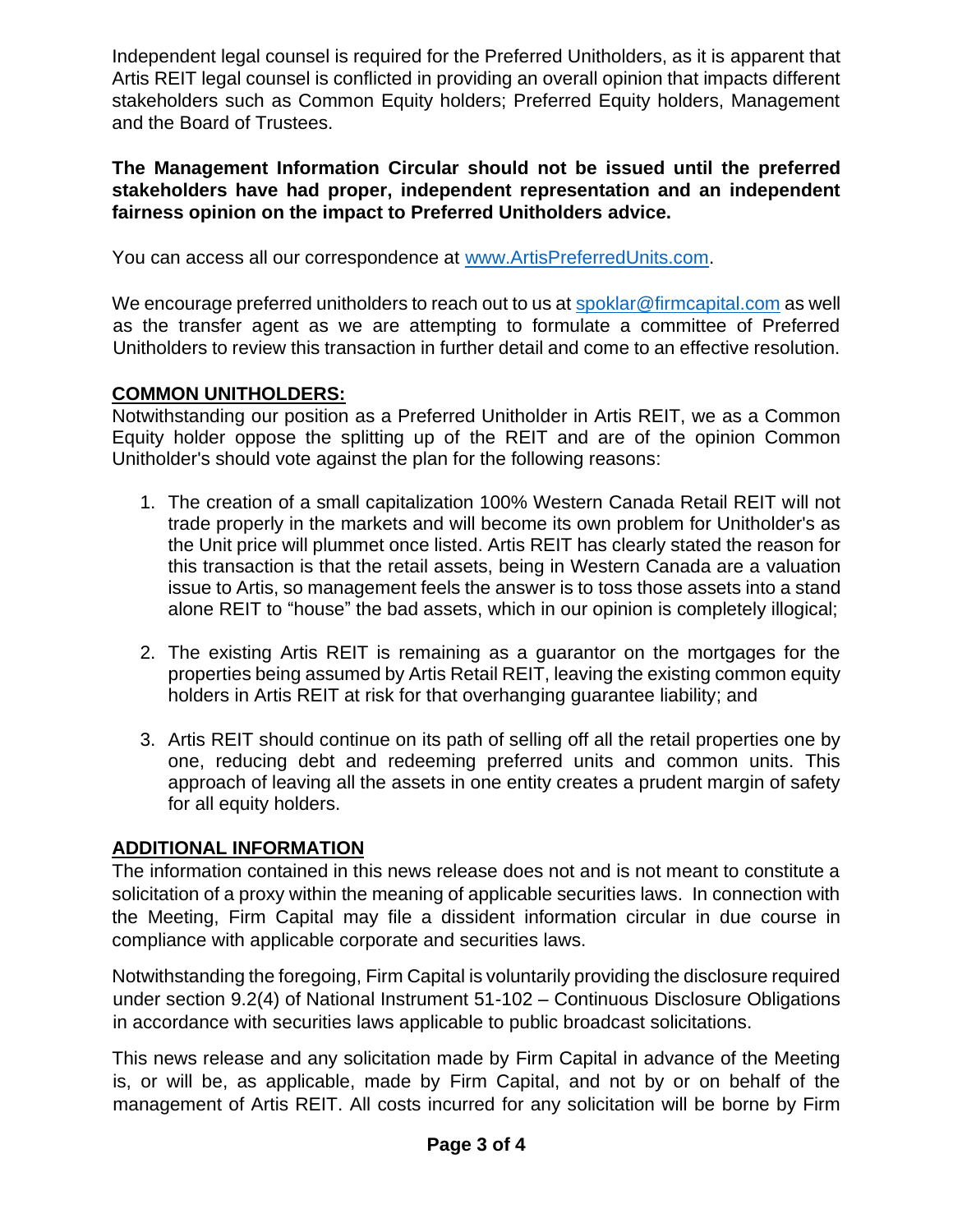Independent legal counsel is required for the Preferred Unitholders, as it is apparent that Artis REIT legal counsel is conflicted in providing an overall opinion that impacts different stakeholders such as Common Equity holders; Preferred Equity holders, Management and the Board of Trustees.

**The Management Information Circular should not be issued until the preferred stakeholders have had proper, independent representation and an independent fairness opinion on the impact to Preferred Unitholders advice.**

You can access all our correspondence at [www.ArtisPreferredUnits.com](www.ArtisPreferredUnits.com).

We encourage preferred unitholders to reach out to us at [spoklar@firmcapital.com](mailto:spoklar@firmcapital.com) as well as the transfer agent as we are attempting to formulate a committee of Preferred Unitholders to review this transaction in further detail and come to an effective resolution.

## COMMON UNITHOLDERS:

Notwithstanding our position as a Preferred Unitholder in Artis REIT, we as a Common Equity holder oppose the splitting up of the REIT and are of the opinion Common Unitholder's should vote against the plan for the following reasons:

1. The creation of a small capitalization 100% Western Canada Retail REIT will not trade properly in the markets and will become its own problem for Unitholder's as the Unit price will plummet once listed. Artis REIT has clearly stated the reason for this transaction is that the retail assets, being in Western Canada are a valuation issue to Artis, so management feels the answer is to toss those assets into a stand alone REIT to "house" the bad assets, which in our opinion is completely illogical;

2. The existing Artis REIT is remaining as a guarantor on the mortgages for the properties being assumed by Artis Retail REIT, leaving the existing common equity holders in Artis REIT at risk for that overhanging guarantee liability; and

3. Artis REIT should continue on its path of selling off all the retail properties one by one, reducing debt and redeeming preferred units and common units. This approach of leaving all the assets in one entity creates a prudent margin of safety for all equity holders.

## ADDITIONAL INFORMATION

The information contained in this news release does not and is not meant to constitute a solicitation of a proxy within the meaning of applicable securities laws. In connection with the Meeting, Firm Capital may file a dissident information circular in due course in compliance with applicable corporate and securities laws.

Notwithstanding the foregoing, Firm Capital is voluntarily providing the disclosure required under section 9.2(4) of National Instrument 51-102 – Continuous Disclosure Obligations in accordance with securities laws applicable to public broadcast solicitations.

This news release and any solicitation made by Firm Capital in advance of the Meeting is, or will be, as applicable, made by Firm Capital, and not by or on behalf of the management of Artis REIT. All costs incurred for any solicitation will be borne by Firm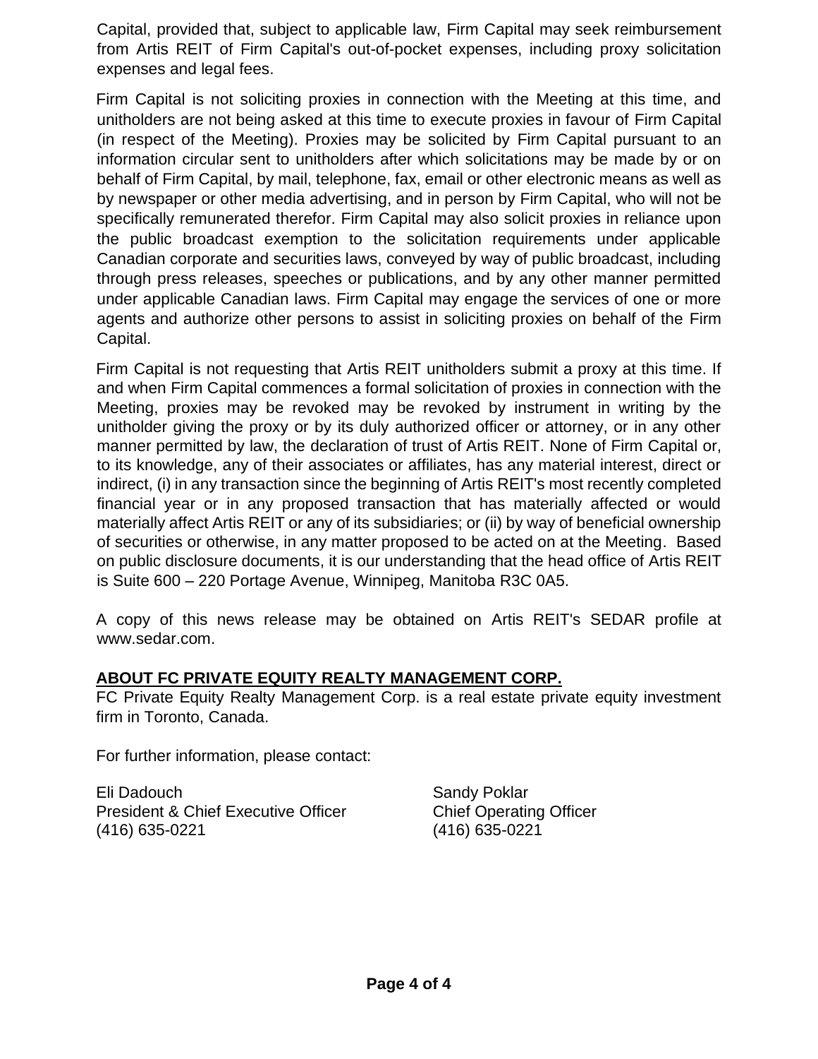Capital, provided that, subject to applicable law, Firm Capital may seek reimbursement from Artis REIT of Firm Capital's out-of-pocket expenses, including proxy solicitation expenses and legal fees.

Firm Capital is not soliciting proxies in connection with the Meeting at this time, and unitholders are not being asked at this time to execute proxies in favour of Firm Capital (in respect of the Meeting). Proxies may be solicited by Firm Capital pursuant to an information circular sent to unitholders after which solicitations may be made by or on behalf of Firm Capital, by mail, telephone, fax, email or other electronic means as well as by newspaper or other media advertising, and in person by Firm Capital, who will not be specifically remunerated therefor. Firm Capital may also solicit proxies in reliance upon the public broadcast exemption to the solicitation requirements under applicable Canadian corporate and securities laws, conveyed by way of public broadcast, including through press releases, speeches or publications, and by any other manner permitted under applicable Canadian laws. Firm Capital may engage the services of one or more agents and authorize other persons to assist in soliciting proxies on behalf of the Firm Capital.

Firm Capital is not requesting that Artis REIT unitholders submit a proxy at this time. If and when Firm Capital commences a formal solicitation of proxies in connection with the Meeting, proxies may be revoked may be revoked by instrument in writing by the unitholder giving the proxy or by its duly authorized officer or attorney, or in any other manner permitted by law, the declaration of trust of Artis REIT. None of Firm Capital or, to its knowledge, any of their associates or affiliates, has any material interest, direct or indirect, (i) in any transaction since the beginning of Artis REIT's most recently completed financial year or in any proposed transaction that has materially affected or would materially affect Artis REIT or any of its subsidiaries; or (ii) by way of beneficial ownership of securities or otherwise, in any matter proposed to be acted on at the Meeting. Based on public disclosure documents, it is our understanding that the head office of Artis REIT is Suite 600 – 220 Portage Avenue, Winnipeg, Manitoba R3C 0A5.

A copy of this news release may be obtained on Artis REIT's SEDAR profile at www.sedar.com.

**ABOUT FC PRIVATE EQUITY REALTY MANAGEMENT CORP.**

FC Private Equity Realty Management Corp. is a real estate private equity investment firm in Toronto, Canada.

For further information, please contact:

Eli Dadouch
President & Chief Executive Officer
(416) 635-0221

Sandy Poklar
Chief Operating Officer
(416) 635-0221